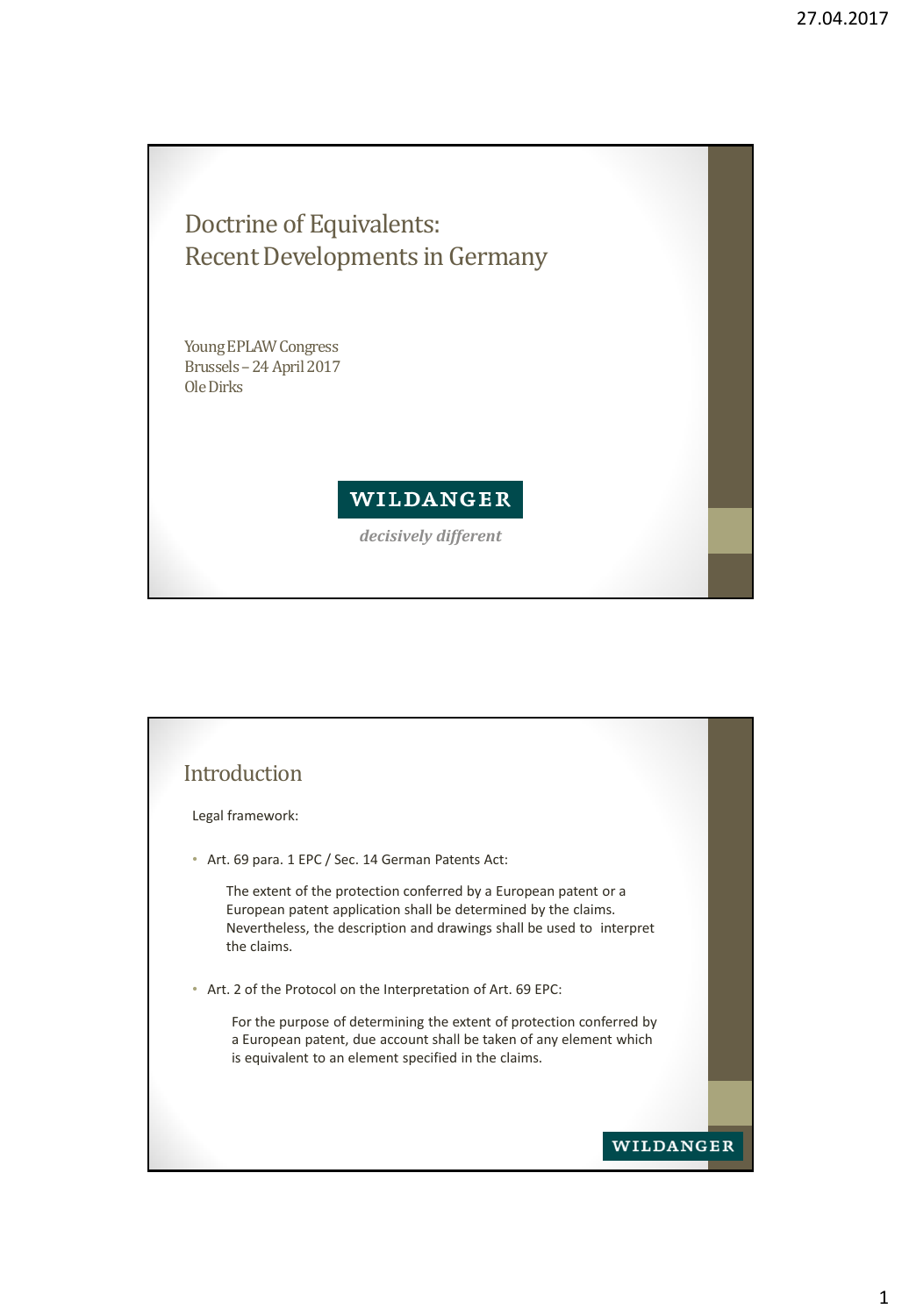# Doctrine of Equivalents: Recent Developments in Germany

Young EPLAW Congress
Brussels – 24 April 2017
Ole Dirks

WILDANGER

*decisively different*

## Introduction

Legal framework:

- Art. 69 para. 1 EPC / Sec. 14 German Patents Act:

  The extent of the protection conferred by a European patent or a European patent application shall be determined by the claims. Nevertheless, the description and drawings shall be used to interpret the claims.

- Art. 2 of the Protocol on the Interpretation of Art. 69 EPC:

  For the purpose of determining the extent of protection conferred by a European patent, due account shall be taken of any element which is equivalent to an element specified in the claims.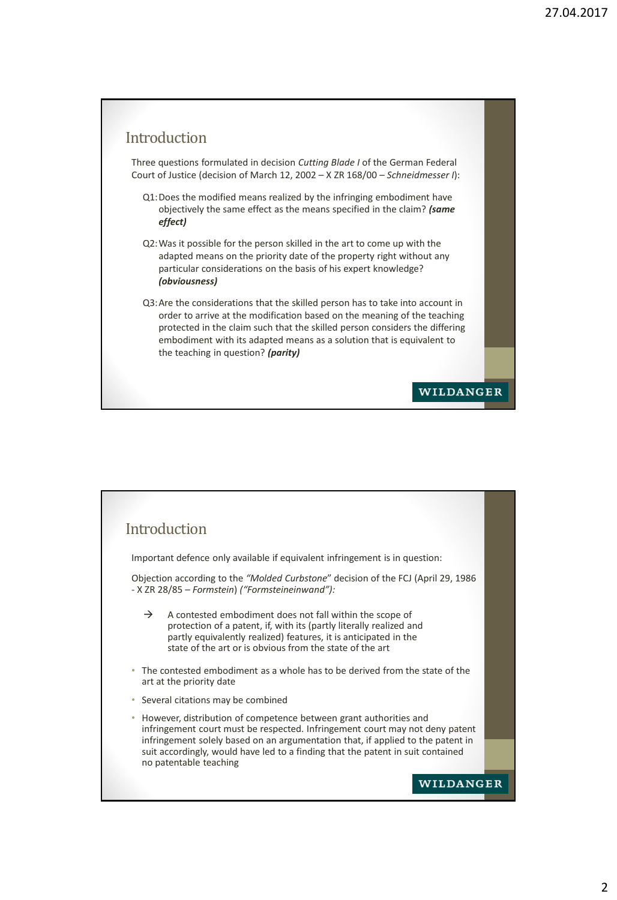## Introduction

Three questions formulated in decision *Cutting Blade I* of the German Federal Court of Justice (decision of March 12, 2002 – X ZR 168/00 – *Schneidmesser I*):

Q1: Does the modified means realized by the infringing embodiment have objectively the same effect as the means specified in the claim? ***(same effect)***

Q2: Was it possible for the person skilled in the art to come up with the adapted means on the priority date of the property right without any particular considerations on the basis of his expert knowledge? ***(obviousness)***

Q3: Are the considerations that the skilled person has to take into account in order to arrive at the modification based on the meaning of the teaching protected in the claim such that the skilled person considers the differing embodiment with its adapted means as a solution that is equivalent to the teaching in question? ***(parity)***

WILDANGER

## Introduction

Important defence only available if equivalent infringement is in question:

Objection according to the *"Molded Curbstone*" decision of the FCJ (April 29, 1986 - X ZR 28/85 – *Formstein*) *("Formsteineinwand"):*

→ A contested embodiment does not fall within the scope of protection of a patent, if, with its (partly literally realized and partly equivalently realized) features, it is anticipated in the state of the art or is obvious from the state of the art

- The contested embodiment as a whole has to be derived from the state of the art at the priority date
- Several citations may be combined
- However, distribution of competence between grant authorities and infringement court must be respected. Infringement court may not deny patent infringement solely based on an argumentation that, if applied to the patent in suit accordingly, would have led to a finding that the patent in suit contained no patentable teaching

WILDANGER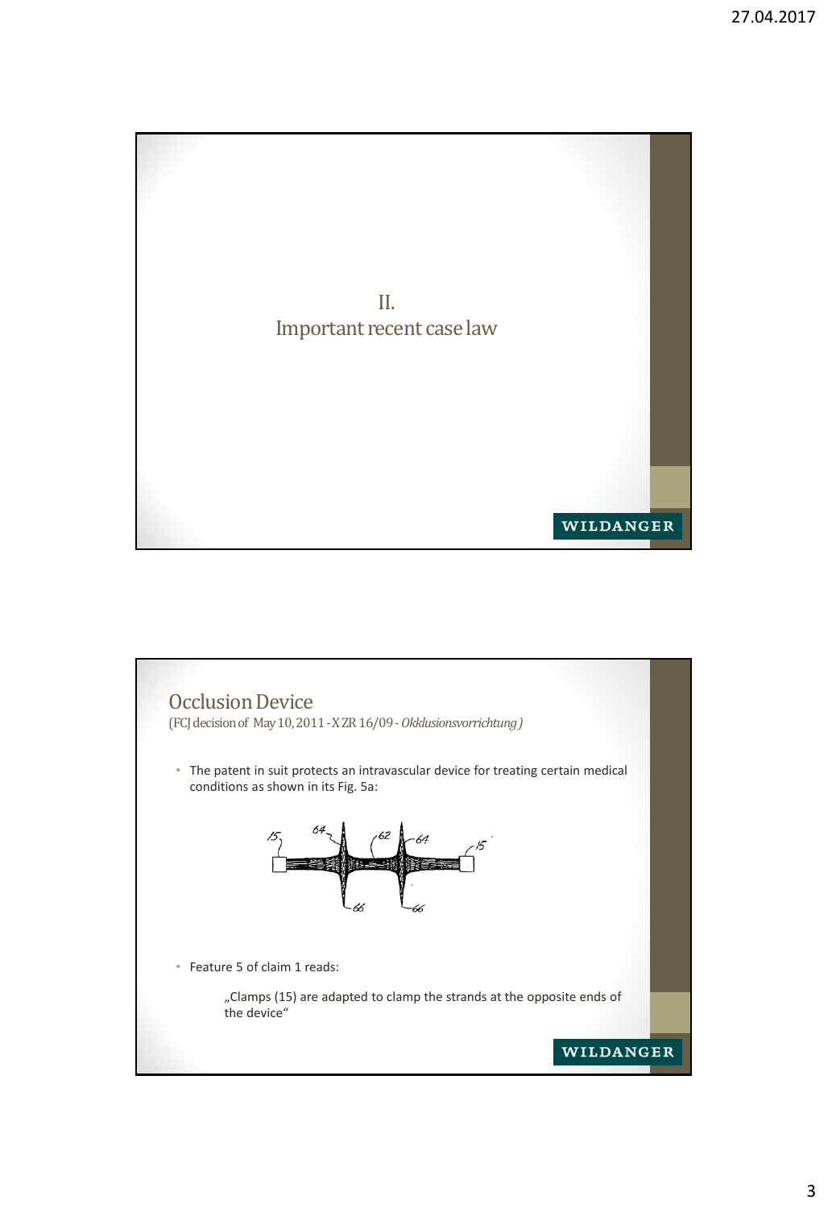# II.
# Important recent case law

## Occlusion Device

(FCJ decision of May 10, 2011 - X ZR 16/09 - *Okklusionsvorrichtung*)

- The patent in suit protects an intravascular device for treating certain medical conditions as shown in its Fig. 5a:

- Feature 5 of claim 1 reads:

  „Clamps (15) are adapted to clamp the strands at the opposite ends of the device"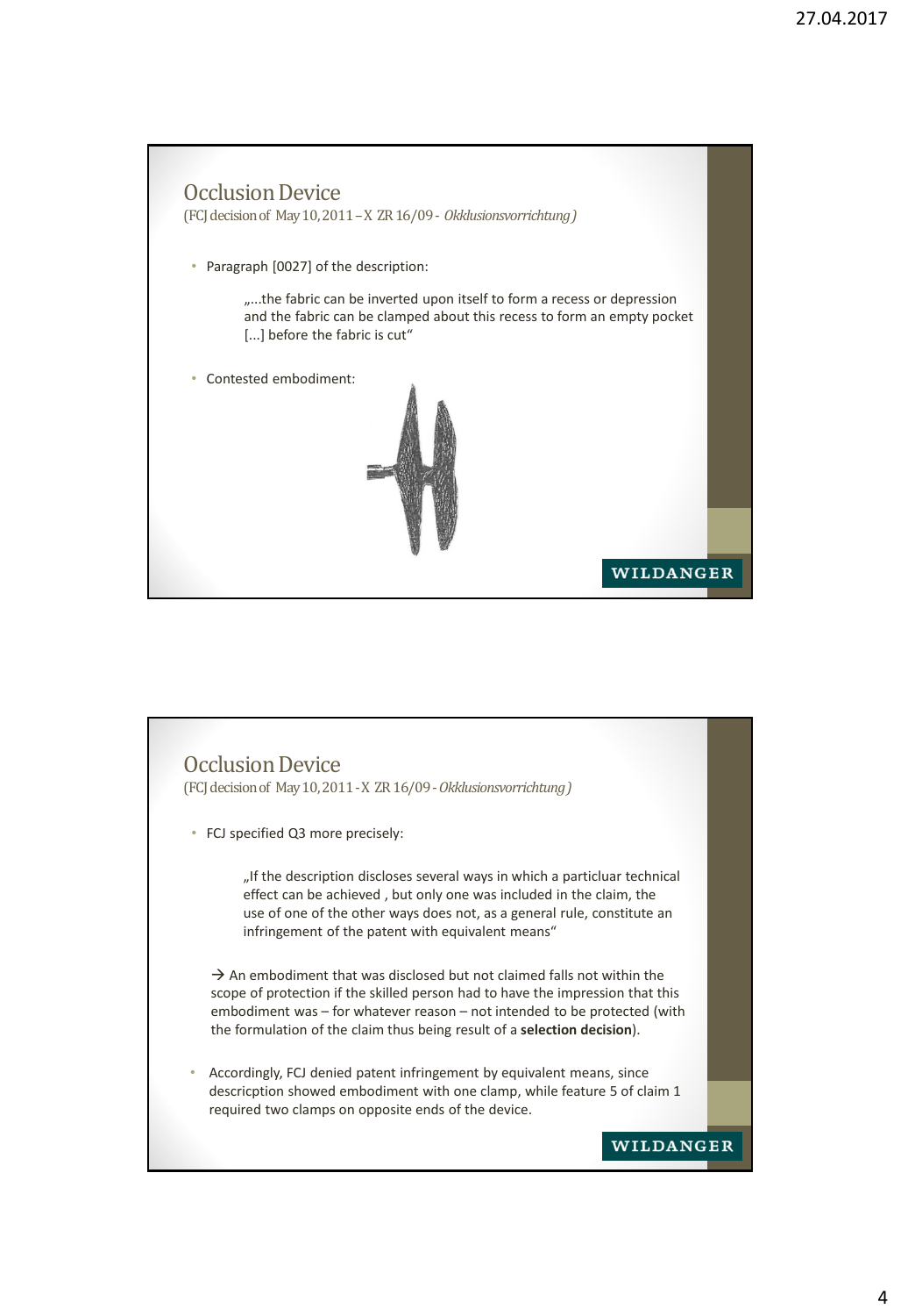## Occlusion Device

(FCJ decision of May 10, 2011 – X ZR 16/09 - *Okklusionsvorrichtung*)

- Paragraph [0027] of the description:

  „...the fabric can be inverted upon itself to form a recess or depression and the fabric can be clamped about this recess to form an empty pocket [...] before the fabric is cut"

- Contested embodiment:

## Occlusion Device

(FCJ decision of May 10, 2011 - X ZR 16/09 - *Okklusionsvorrichtung*)

- FCJ specified Q3 more precisely:

  „If the description discloses several ways in which a particluar technical effect can be achieved , but only one was included in the claim, the use of one of the other ways does not, as a general rule, constitute an infringement of the patent with equivalent means"

  → An embodiment that was disclosed but not claimed falls not within the scope of protection if the skilled person had to have the impression that this embodiment was – for whatever reason – not intended to be protected (with the formulation of the claim thus being result of a **selection decision**).

- Accordingly, FCJ denied patent infringement by equivalent means, since descricption showed embodiment with one clamp, while feature 5 of claim 1 required two clamps on opposite ends of the device.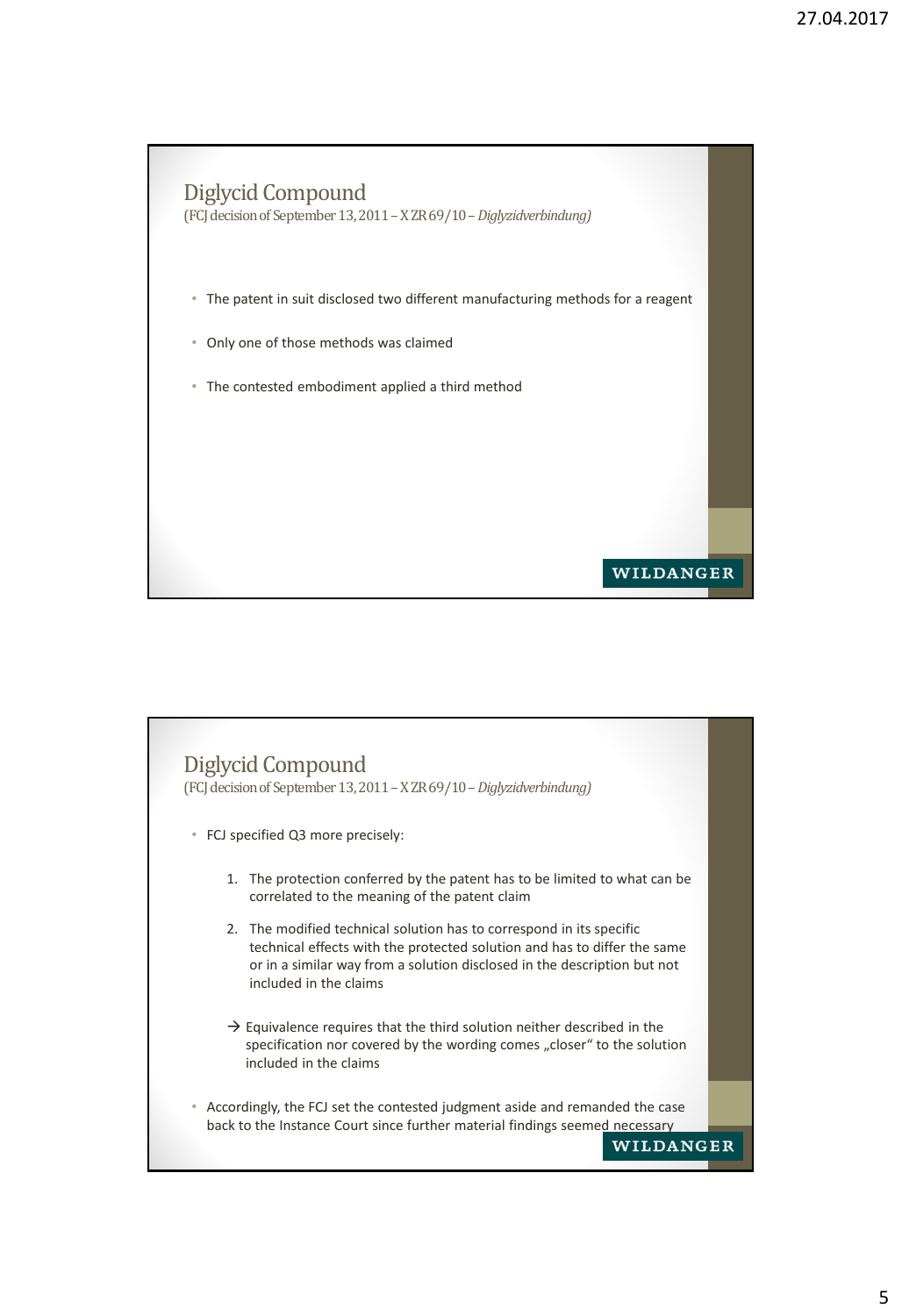## Diglycid Compound

(FCJ decision of September 13, 2011 – X ZR 69/10 – *Diglyzidverbindung)*

- The patent in suit disclosed two different manufacturing methods for a reagent
- Only one of those methods was claimed
- The contested embodiment applied a third method

## Diglycid Compound

(FCJ decision of September 13, 2011 – X ZR 69/10 – *Diglyzidverbindung)*

- FCJ specified Q3 more precisely:

  1. The protection conferred by the patent has to be limited to what can be correlated to the meaning of the patent claim
  2. The modified technical solution has to correspond in its specific technical effects with the protected solution and has to differ the same or in a similar way from a solution disclosed in the description but not included in the claims

  → Equivalence requires that the third solution neither described in the specification nor covered by the wording comes „closer" to the solution included in the claims

- Accordingly, the FCJ set the contested judgment aside and remanded the case back to the Instance Court since further material findings seemed necessary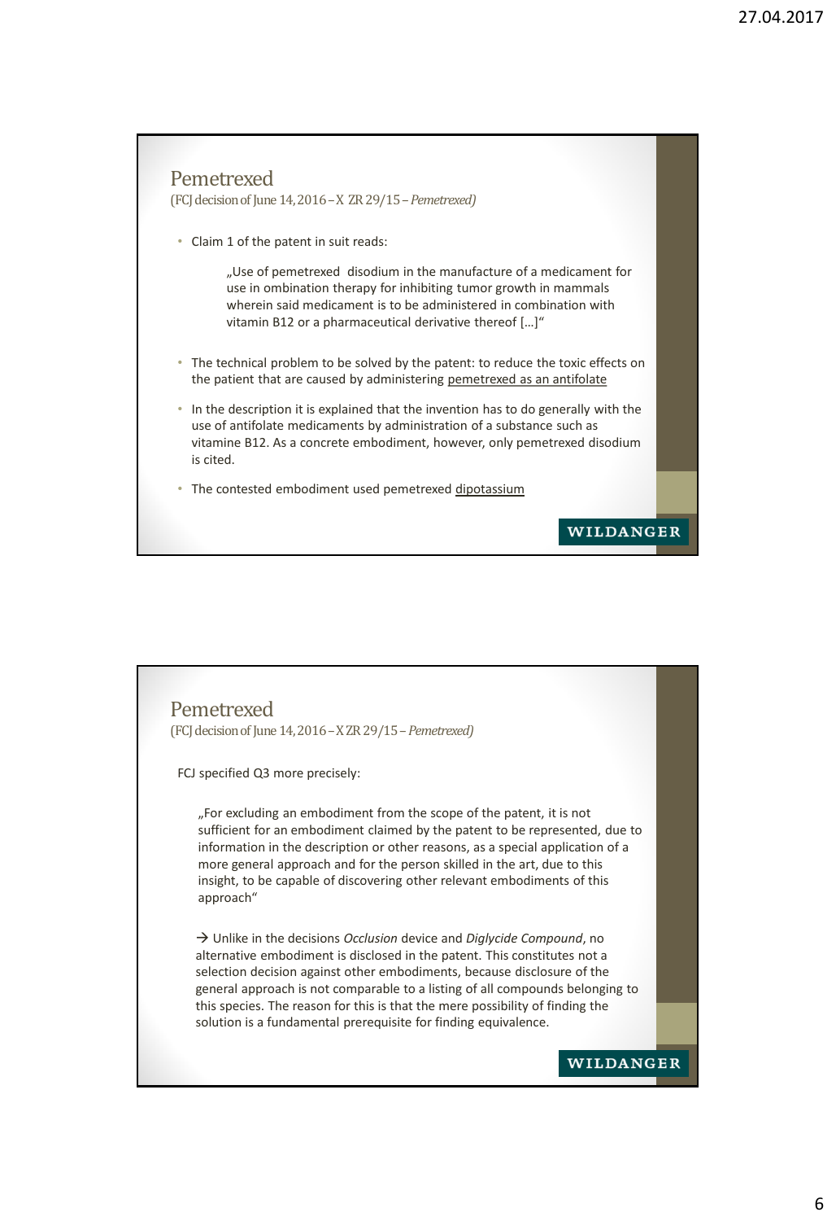## Pemetrexed

(FCJ decision of June 14, 2016 – X ZR 29/15 – *Pemetrexed)*

- Claim 1 of the patent in suit reads:

  „Use of pemetrexed disodium in the manufacture of a medicament for use in ombination therapy for inhibiting tumor growth in mammals wherein said medicament is to be administered in combination with vitamin B12 or a pharmaceutical derivative thereof […]“

- The technical problem to be solved by the patent: to reduce the toxic effects on the patient that are caused by administering pemetrexed as an antifolate
- In the description it is explained that the invention has to do generally with the use of antifolate medicaments by administration of a substance such as vitamine B12. As a concrete embodiment, however, only pemetrexed disodium is cited.
- The contested embodiment used pemetrexed dipotassium

WILDANGER

## Pemetrexed

(FCJ decision of June 14, 2016 – X ZR 29/15 – *Pemetrexed)*

FCJ specified Q3 more precisely:

„For excluding an embodiment from the scope of the patent, it is not sufficient for an embodiment claimed by the patent to be represented, due to information in the description or other reasons, as a special application of a more general approach and for the person skilled in the art, due to this insight, to be capable of discovering other relevant embodiments of this approach“

→ Unlike in the decisions *Occlusion* device and *Diglycide Compound*, no alternative embodiment is disclosed in the patent. This constitutes not a selection decision against other embodiments, because disclosure of the general approach is not comparable to a listing of all compounds belonging to this species. The reason for this is that the mere possibility of finding the solution is a fundamental prerequisite for finding equivalence.

WILDANGER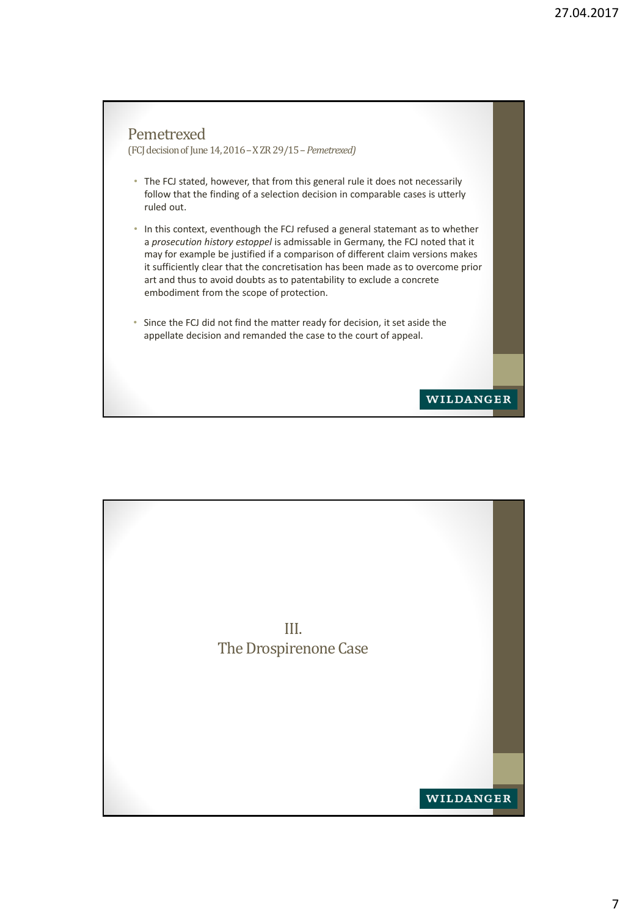## Pemetrexed

(FCJ decision of June 14, 2016 – X ZR 29/15 – *Pemetrexed)*

- The FCJ stated, however, that from this general rule it does not necessarily follow that the finding of a selection decision in comparable cases is utterly ruled out.
- In this context, eventhough the FCJ refused a general statemant as to whether a *prosecution history estoppel* is admissable in Germany, the FCJ noted that it may for example be justified if a comparison of different claim versions makes it sufficiently clear that the concretisation has been made as to overcome prior art and thus to avoid doubts as to patentability to exclude a concrete embodiment from the scope of protection.
- Since the FCJ did not find the matter ready for decision, it set aside the appellate decision and remanded the case to the court of appeal.

WILDANGER

## III.
## The Drospirenone Case

WILDANGER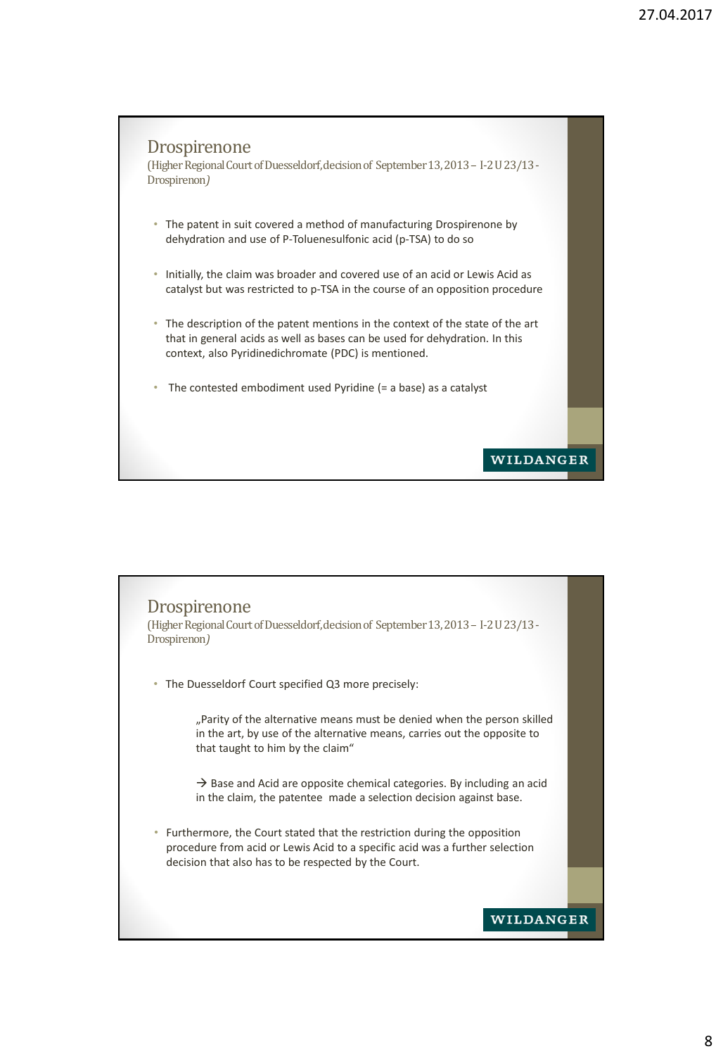## Drospirenone

(Higher Regional Court of Duesseldorf, decision of September 13, 2013 – I-2 U 23/13 - Drospirenon*)*

- The patent in suit covered a method of manufacturing Drospirenone by dehydration and use of P-Toluenesulfonic acid (p-TSA) to do so
- Initially, the claim was broader and covered use of an acid or Lewis Acid as catalyst but was restricted to p-TSA in the course of an opposition procedure
- The description of the patent mentions in the context of the state of the art that in general acids as well as bases can be used for dehydration. In this context, also Pyridinedichromate (PDC) is mentioned.
- The contested embodiment used Pyridine (= a base) as a catalyst

WILDANGER

## Drospirenone

(Higher Regional Court of Duesseldorf, decision of September 13, 2013 – I-2 U 23/13 - Drospirenon*)*

- The Duesseldorf Court specified Q3 more precisely:

  „Parity of the alternative means must be denied when the person skilled in the art, by use of the alternative means, carries out the opposite to that taught to him by the claim"

  → Base and Acid are opposite chemical categories. By including an acid in the claim, the patentee made a selection decision against base.

- Furthermore, the Court stated that the restriction during the opposition procedure from acid or Lewis Acid to a specific acid was a further selection decision that also has to be respected by the Court.

WILDANGER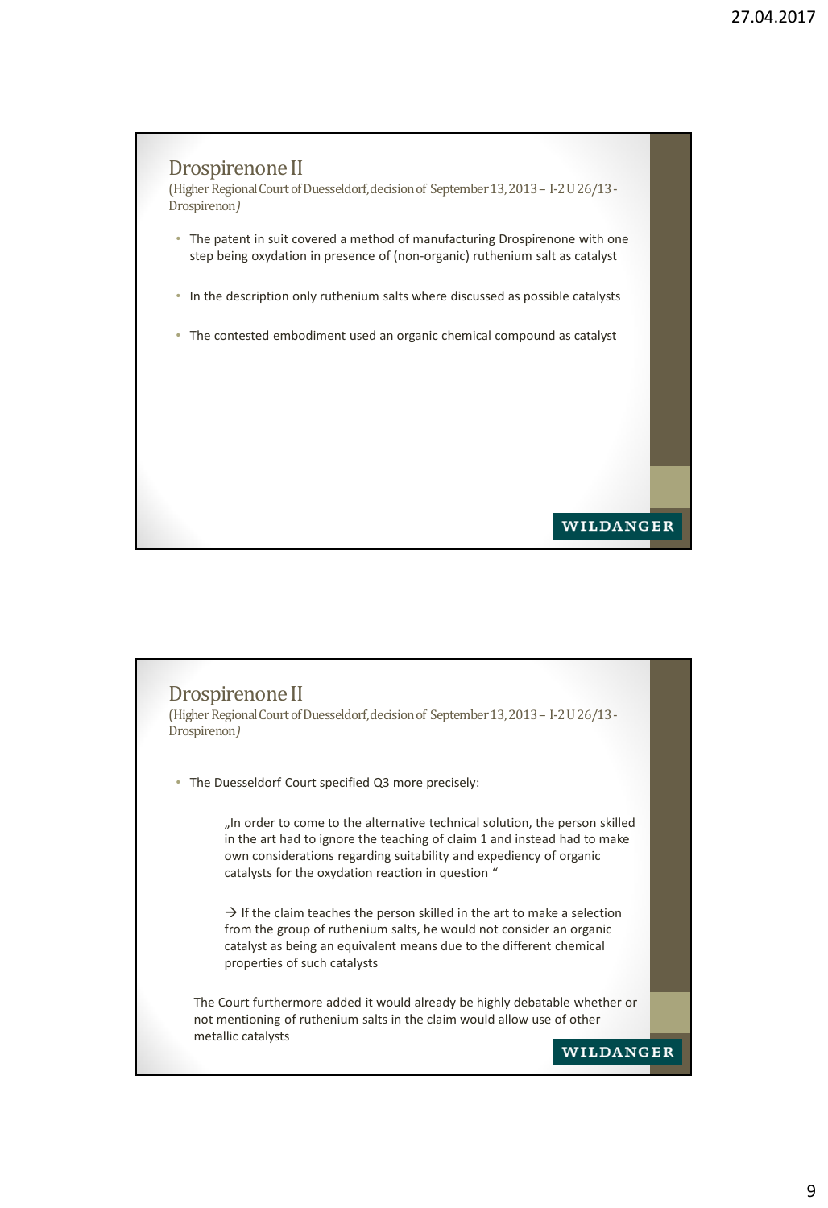## Drospirenone II

(Higher Regional Court of Duesseldorf, decision of September 13, 2013 – I-2 U 26/13 - Drospirenon)

- The patent in suit covered a method of manufacturing Drospirenone with one step being oxydation in presence of (non-organic) ruthenium salt as catalyst
- In the description only ruthenium salts where discussed as possible catalysts
- The contested embodiment used an organic chemical compound as catalyst

## Drospirenone II

(Higher Regional Court of Duesseldorf, decision of September 13, 2013 – I-2 U 26/13 - Drospirenon)

- The Duesseldorf Court specified Q3 more precisely:

  „In order to come to the alternative technical solution, the person skilled in the art had to ignore the teaching of claim 1 and instead had to make own considerations regarding suitability and expediency of organic catalysts for the oxydation reaction in question "

  → If the claim teaches the person skilled in the art to make a selection from the group of ruthenium salts, he would not consider an organic catalyst as being an equivalent means due to the different chemical properties of such catalysts

The Court furthermore added it would already be highly debatable whether or not mentioning of ruthenium salts in the claim would allow use of other metallic catalysts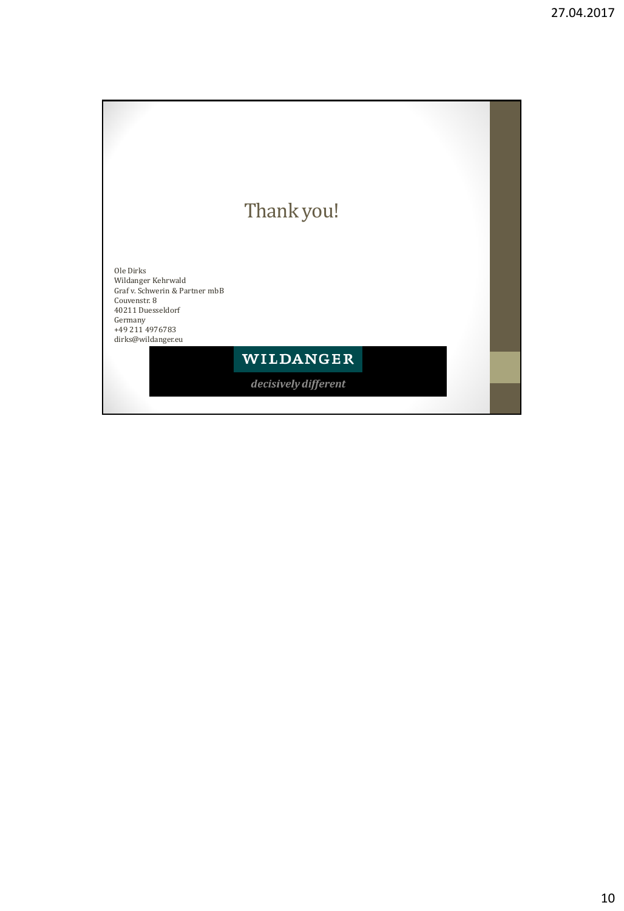# Thank you!

Ole Dirks
Wildanger Kehrwald
Graf v. Schwerin & Partner mbB
Couvenstr. 8
40211 Duesseldorf
Germany
+49 211 4976783
dirks@wildanger.eu

WILDANGER

*decisively different*